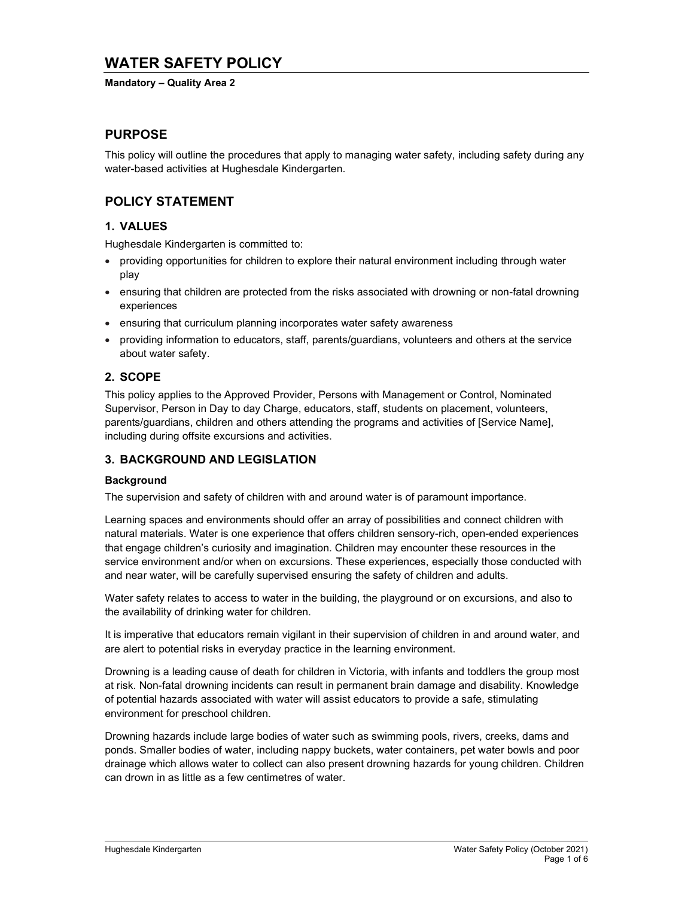# WATER SAFETY POLICY

**Mandatory – Quality Area 2**

## PURPOSE

This policy will outline the procedures that apply to managing water safety, including safety during any water-based activities at Hughesdale Kindergarten.

## POLICY STATEMENT

### 1. VALUES

Hughesdale Kindergarten is committed to:

- providing opportunities for children to explore their natural environment including through water play
- ensuring that children are protected from the risks associated with drowning or non-fatal drowning experiences
- ensuring that curriculum planning incorporates water safety awareness
- providing information to educators, staff, parents/guardians, volunteers and others at the service about water safety.

### 2. SCOPE

This policy applies to the Approved Provider, Persons with Management or Control, Nominated Supervisor, Person in Day to day Charge, educators, staff, students on placement, volunteers, parents/guardians, children and others attending the programs and activities of [Service Name], including during offsite excursions and activities.

### 3. BACKGROUND AND LEGISLATION

**Background**

The supervision and safety of children with and around water is of paramount importance.

Learning spaces and environments should offer an array of possibilities and connect children with natural materials. Water is one experience that offers children sensory-rich, open-ended experiences that engage children's curiosity and imagination. Children may encounter these resources in the service environment and/or when on excursions. These experiences, especially those conducted with and near water, will be carefully supervised ensuring the safety of children and adults.

Water safety relates to access to water in the building, the playground or on excursions, and also to the availability of drinking water for children.

It is imperative that educators remain vigilant in their supervision of children in and around water, and are alert to potential risks in everyday practice in the learning environment.

Drowning is a leading cause of death for children in Victoria, with infants and toddlers the group most at risk. Non-fatal drowning incidents can result in permanent brain damage and disability. Knowledge of potential hazards associated with water will assist educators to provide a safe, stimulating environment for preschool children.

Drowning hazards include large bodies of water such as swimming pools, rivers, creeks, dams and ponds. Smaller bodies of water, including nappy buckets, water containers, pet water bowls and poor drainage which allows water to collect can also present drowning hazards for young children. Children can drown in as little as a few centimetres of water.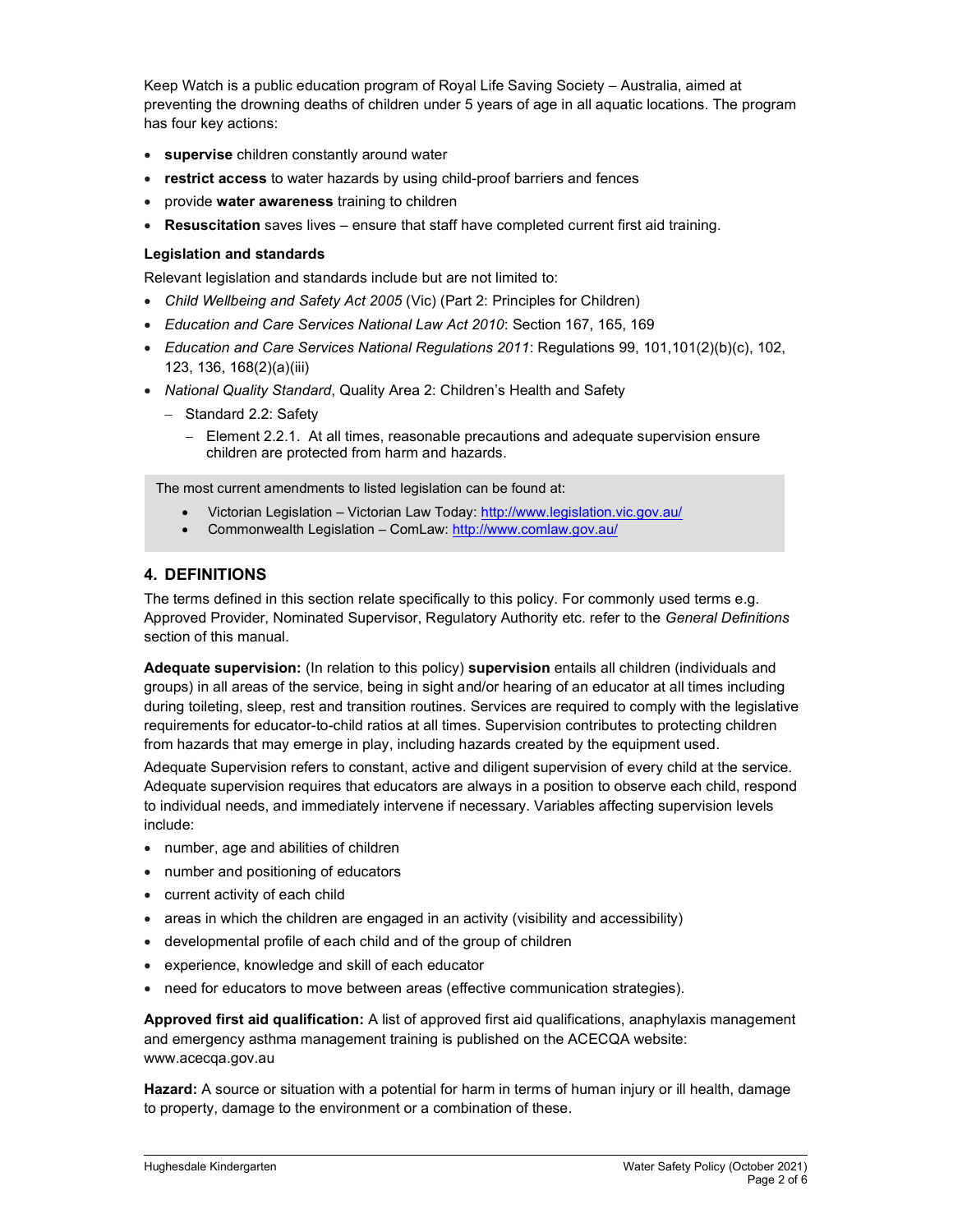Keep Watch is a public education program of Royal Life Saving Society – Australia, aimed at preventing the drowning deaths of children under 5 years of age in all aquatic locations. The program has four key actions:

- **supervise** children constantly around water
- **restrict access** to water hazards by using child-proof barriers and fences
- provide **water awareness** training to children
- **Resuscitation** saves lives – ensure that staff have completed current first aid training.

**Legislation and standards**

Relevant legislation and standards include but are not limited to:

- *Child Wellbeing and Safety Act 2005* (Vic) (Part 2: Principles for Children)
- *Education and Care Services National Law Act 2010*: Section 167, 165, 169
- *Education and Care Services National Regulations 2011*: Regulations 99, 101,101(2)(b)(c), 102, 123, 136, 168(2)(a)(iii)
- *National Quality Standard*, Quality Area 2: Children's Health and Safety
  - Standard 2.2: Safety
    - Element 2.2.1. At all times, reasonable precautions and adequate supervision ensure children are protected from harm and hazards.

> The most current amendments to listed legislation can be found at:
>
> - Victorian Legislation – Victorian Law Today: http://www.legislation.vic.gov.au/
> - Commonwealth Legislation – ComLaw: http://www.comlaw.gov.au/

## 4. DEFINITIONS

The terms defined in this section relate specifically to this policy. For commonly used terms e.g. Approved Provider, Nominated Supervisor, Regulatory Authority etc. refer to the *General Definitions* section of this manual.

**Adequate supervision:** (In relation to this policy) **supervision** entails all children (individuals and groups) in all areas of the service, being in sight and/or hearing of an educator at all times including during toileting, sleep, rest and transition routines. Services are required to comply with the legislative requirements for educator-to-child ratios at all times. Supervision contributes to protecting children from hazards that may emerge in play, including hazards created by the equipment used.

Adequate Supervision refers to constant, active and diligent supervision of every child at the service. Adequate supervision requires that educators are always in a position to observe each child, respond to individual needs, and immediately intervene if necessary. Variables affecting supervision levels include:

- number, age and abilities of children
- number and positioning of educators
- current activity of each child
- areas in which the children are engaged in an activity (visibility and accessibility)
- developmental profile of each child and of the group of children
- experience, knowledge and skill of each educator
- need for educators to move between areas (effective communication strategies).

**Approved first aid qualification:** A list of approved first aid qualifications, anaphylaxis management and emergency asthma management training is published on the ACECQA website: www.acecqa.gov.au

**Hazard:** A source or situation with a potential for harm in terms of human injury or ill health, damage to property, damage to the environment or a combination of these.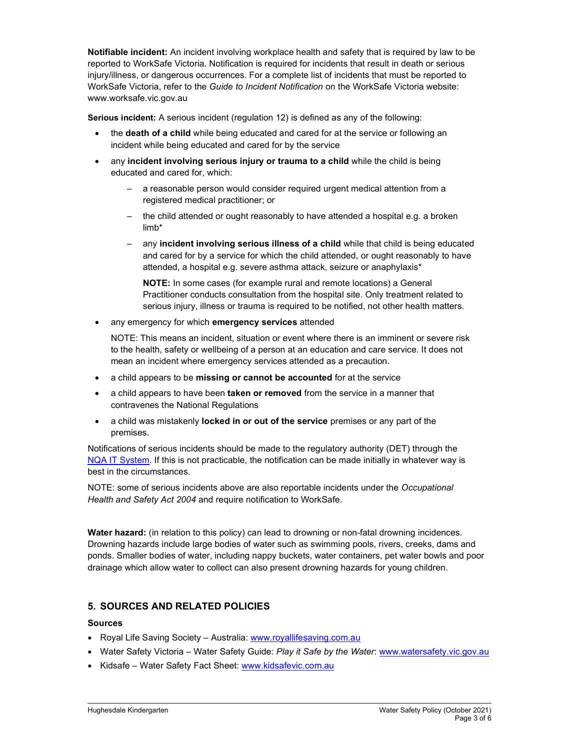**Notifiable incident:** An incident involving workplace health and safety that is required by law to be reported to WorkSafe Victoria. Notification is required for incidents that result in death or serious injury/illness, or dangerous occurrences. For a complete list of incidents that must be reported to WorkSafe Victoria, refer to the *Guide to Incident Notification* on the WorkSafe Victoria website: www.worksafe.vic.gov.au

**Serious incident:** A serious incident (regulation 12) is defined as any of the following:

- the **death of a child** while being educated and cared for at the service or following an incident while being educated and cared for by the service
- any **incident involving serious injury or trauma to a child** while the child is being educated and cared for, which:
  - a reasonable person would consider required urgent medical attention from a registered medical practitioner; or
  - the child attended or ought reasonably to have attended a hospital e.g. a broken limb*
  - any **incident involving serious illness of a child** while that child is being educated and cared for by a service for which the child attended, or ought reasonably to have attended, a hospital e.g. severe asthma attack, seizure or anaphylaxis*

    **NOTE:** In some cases (for example rural and remote locations) a General Practitioner conducts consultation from the hospital site. Only treatment related to serious injury, illness or trauma is required to be notified, not other health matters.
- any emergency for which **emergency services** attended

  NOTE: This means an incident, situation or event where there is an imminent or severe risk to the health, safety or wellbeing of a person at an education and care service. It does not mean an incident where emergency services attended as a precaution.
- a child appears to be **missing or cannot be accounted** for at the service
- a child appears to have been **taken or removed** from the service in a manner that contravenes the National Regulations
- a child was mistakenly **locked in or out of the service** premises or any part of the premises.

Notifications of serious incidents should be made to the regulatory authority (DET) through the [NQA IT System](). If this is not practicable, the notification can be made initially in whatever way is best in the circumstances.

NOTE: some of serious incidents above are also reportable incidents under the *Occupational Health and Safety Act 2004* and require notification to WorkSafe.

**Water hazard:** (in relation to this policy) can lead to drowning or non-fatal drowning incidences. Drowning hazards include large bodies of water such as swimming pools, rivers, creeks, dams and ponds. Smaller bodies of water, including nappy buckets, water containers, pet water bowls and poor drainage which allow water to collect can also present drowning hazards for young children.

## 5. SOURCES AND RELATED POLICIES

### Sources

- Royal Life Saving Society – Australia: www.royallifesaving.com.au
- Water Safety Victoria – Water Safety Guide: *Play it Safe by the Water*: www.watersafety.vic.gov.au
- Kidsafe – Water Safety Fact Sheet: www.kidsafevic.com.au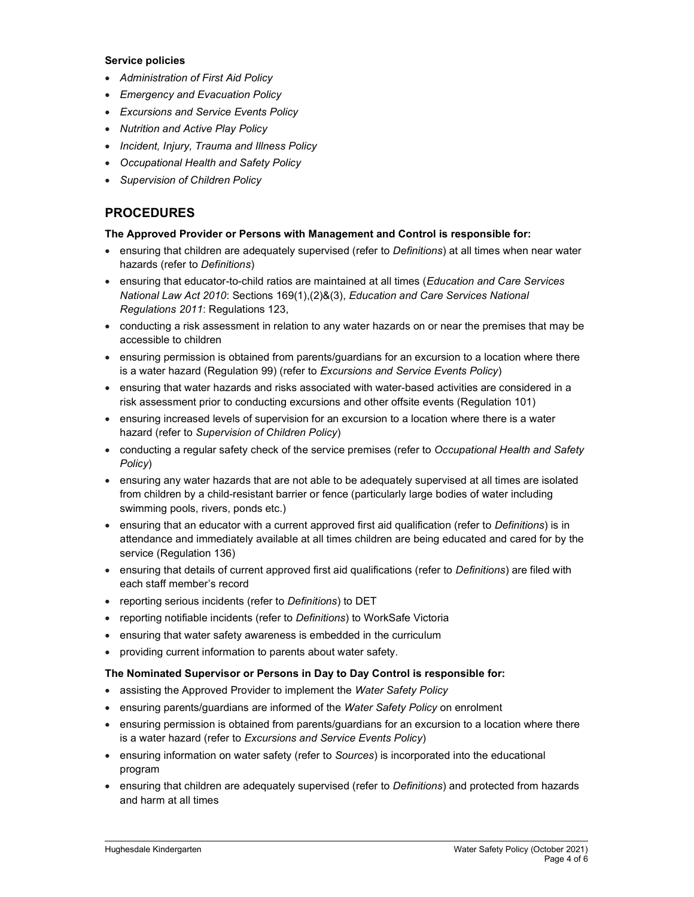**Service policies**

- *Administration of First Aid Policy*
- *Emergency and Evacuation Policy*
- *Excursions and Service Events Policy*
- *Nutrition and Active Play Policy*
- *Incident, Injury, Trauma and Illness Policy*
- *Occupational Health and Safety Policy*
- *Supervision of Children Policy*

## PROCEDURES

**The Approved Provider or Persons with Management and Control is responsible for:**

- ensuring that children are adequately supervised (refer to *Definitions*) at all times when near water hazards (refer to *Definitions*)
- ensuring that educator-to-child ratios are maintained at all times (*Education and Care Services National Law Act 2010*: Sections 169(1),(2)&(3), *Education and Care Services National Regulations 2011*: Regulations 123,
- conducting a risk assessment in relation to any water hazards on or near the premises that may be accessible to children
- ensuring permission is obtained from parents/guardians for an excursion to a location where there is a water hazard (Regulation 99) (refer to *Excursions and Service Events Policy*)
- ensuring that water hazards and risks associated with water-based activities are considered in a risk assessment prior to conducting excursions and other offsite events (Regulation 101)
- ensuring increased levels of supervision for an excursion to a location where there is a water hazard (refer to *Supervision of Children Policy*)
- conducting a regular safety check of the service premises (refer to *Occupational Health and Safety Policy*)
- ensuring any water hazards that are not able to be adequately supervised at all times are isolated from children by a child-resistant barrier or fence (particularly large bodies of water including swimming pools, rivers, ponds etc.)
- ensuring that an educator with a current approved first aid qualification (refer to *Definitions*) is in attendance and immediately available at all times children are being educated and cared for by the service (Regulation 136)
- ensuring that details of current approved first aid qualifications (refer to *Definitions*) are filed with each staff member's record
- reporting serious incidents (refer to *Definitions*) to DET
- reporting notifiable incidents (refer to *Definitions*) to WorkSafe Victoria
- ensuring that water safety awareness is embedded in the curriculum
- providing current information to parents about water safety.

**The Nominated Supervisor or Persons in Day to Day Control is responsible for:**

- assisting the Approved Provider to implement the *Water Safety Policy*
- ensuring parents/guardians are informed of the *Water Safety Policy* on enrolment
- ensuring permission is obtained from parents/guardians for an excursion to a location where there is a water hazard (refer to *Excursions and Service Events Policy*)
- ensuring information on water safety (refer to *Sources*) is incorporated into the educational program
- ensuring that children are adequately supervised (refer to *Definitions*) and protected from hazards and harm at all times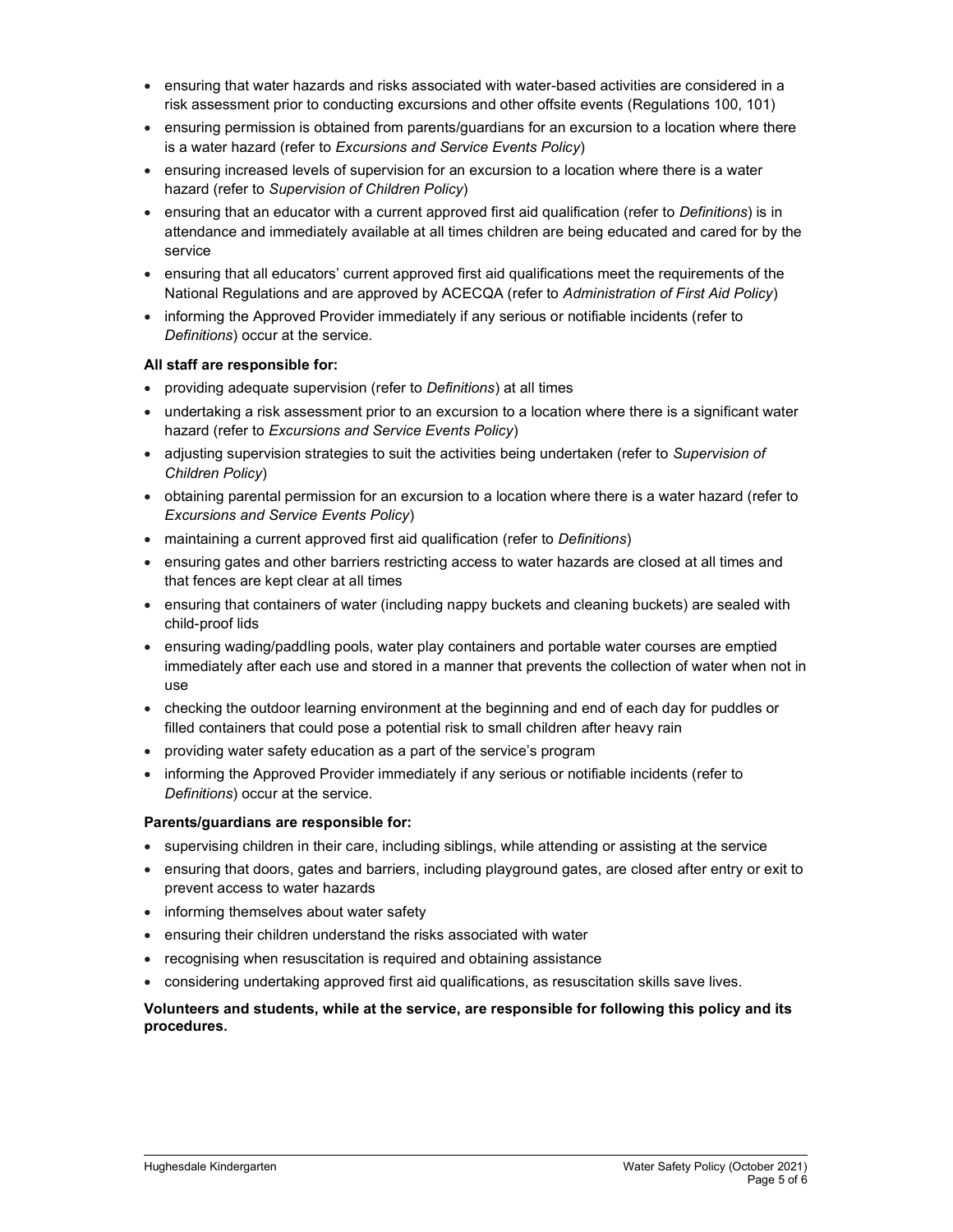- ensuring that water hazards and risks associated with water-based activities are considered in a risk assessment prior to conducting excursions and other offsite events (Regulations 100, 101)
- ensuring permission is obtained from parents/guardians for an excursion to a location where there is a water hazard (refer to *Excursions and Service Events Policy*)
- ensuring increased levels of supervision for an excursion to a location where there is a water hazard (refer to *Supervision of Children Policy*)
- ensuring that an educator with a current approved first aid qualification (refer to *Definitions*) is in attendance and immediately available at all times children are being educated and cared for by the service
- ensuring that all educators' current approved first aid qualifications meet the requirements of the National Regulations and are approved by ACECQA (refer to *Administration of First Aid Policy*)
- informing the Approved Provider immediately if any serious or notifiable incidents (refer to *Definitions*) occur at the service.

**All staff are responsible for:**

- providing adequate supervision (refer to *Definitions*) at all times
- undertaking a risk assessment prior to an excursion to a location where there is a significant water hazard (refer to *Excursions and Service Events Policy*)
- adjusting supervision strategies to suit the activities being undertaken (refer to *Supervision of Children Policy*)
- obtaining parental permission for an excursion to a location where there is a water hazard (refer to *Excursions and Service Events Policy*)
- maintaining a current approved first aid qualification (refer to *Definitions*)
- ensuring gates and other barriers restricting access to water hazards are closed at all times and that fences are kept clear at all times
- ensuring that containers of water (including nappy buckets and cleaning buckets) are sealed with child-proof lids
- ensuring wading/paddling pools, water play containers and portable water courses are emptied immediately after each use and stored in a manner that prevents the collection of water when not in use
- checking the outdoor learning environment at the beginning and end of each day for puddles or filled containers that could pose a potential risk to small children after heavy rain
- providing water safety education as a part of the service's program
- informing the Approved Provider immediately if any serious or notifiable incidents (refer to *Definitions*) occur at the service.

**Parents/guardians are responsible for:**

- supervising children in their care, including siblings, while attending or assisting at the service
- ensuring that doors, gates and barriers, including playground gates, are closed after entry or exit to prevent access to water hazards
- informing themselves about water safety
- ensuring their children understand the risks associated with water
- recognising when resuscitation is required and obtaining assistance
- considering undertaking approved first aid qualifications, as resuscitation skills save lives.

**Volunteers and students, while at the service, are responsible for following this policy and its procedures.**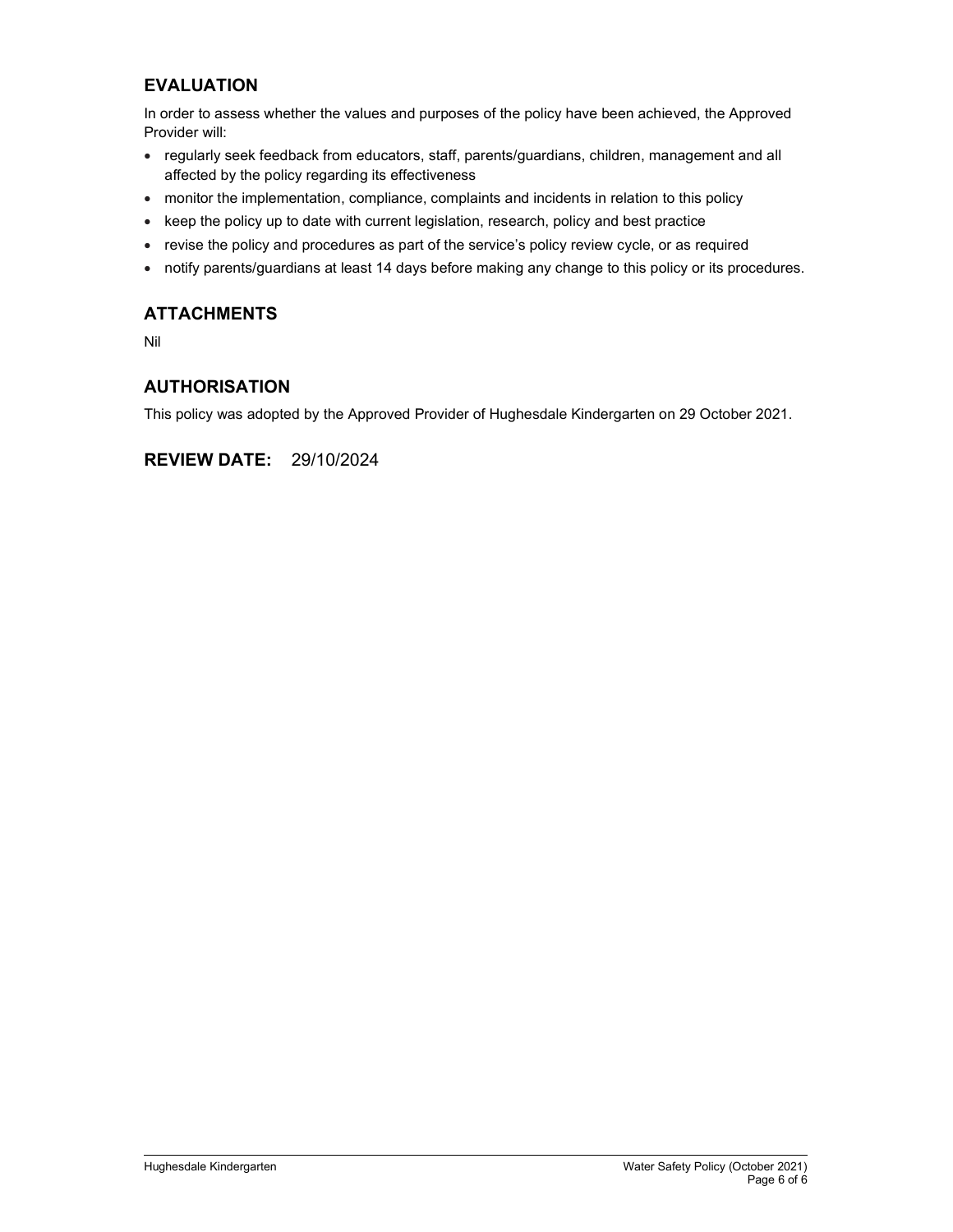## EVALUATION

In order to assess whether the values and purposes of the policy have been achieved, the Approved Provider will:

- regularly seek feedback from educators, staff, parents/guardians, children, management and all affected by the policy regarding its effectiveness
- monitor the implementation, compliance, complaints and incidents in relation to this policy
- keep the policy up to date with current legislation, research, policy and best practice
- revise the policy and procedures as part of the service's policy review cycle, or as required
- notify parents/guardians at least 14 days before making any change to this policy or its procedures.

## ATTACHMENTS

Nil

## AUTHORISATION

This policy was adopted by the Approved Provider of Hughesdale Kindergarten on 29 October 2021.

## REVIEW DATE: 29/10/2024